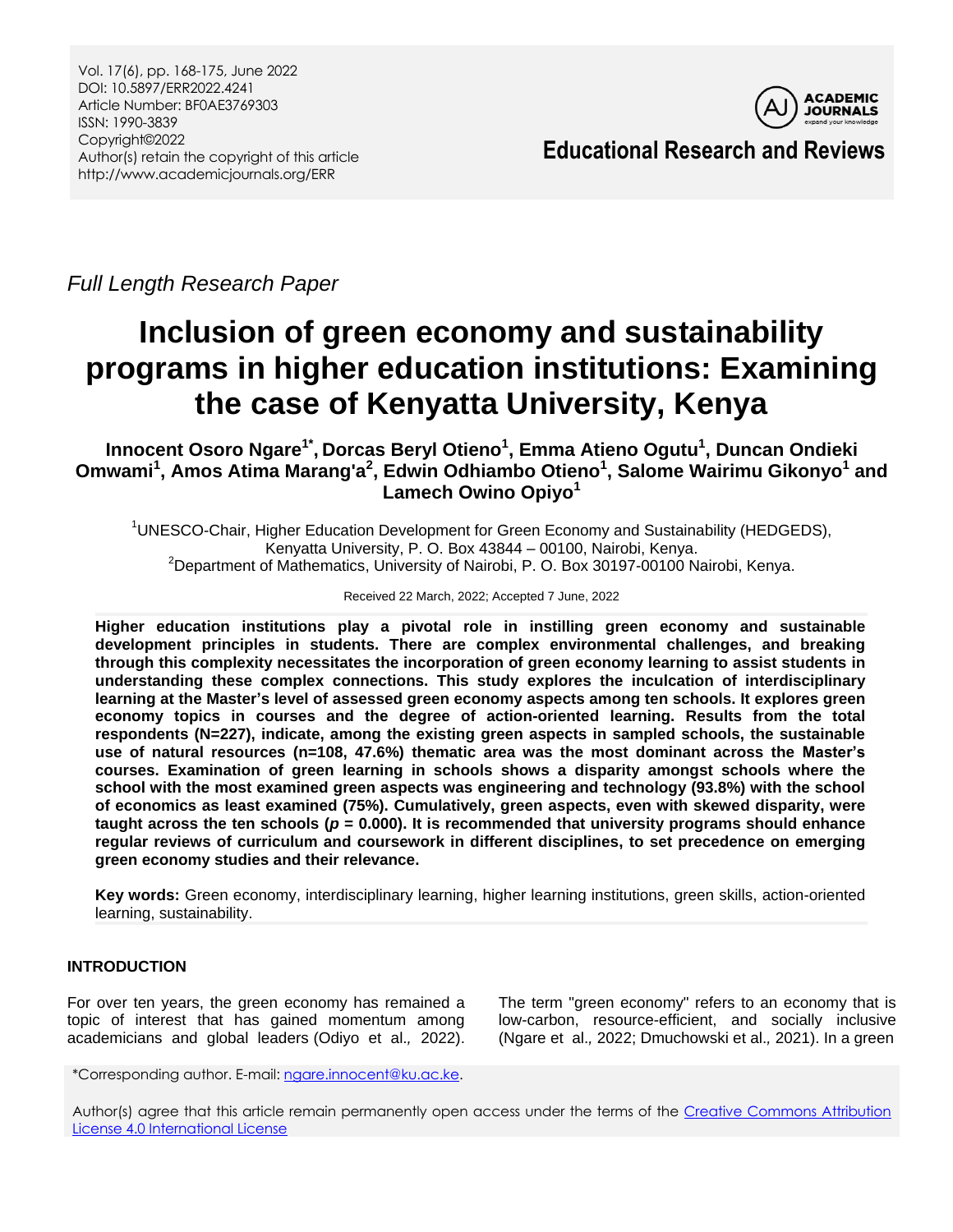Vol. 17(6), pp. 168-175, June 2022
DOI: 10.5897/ERR2022.4241
Article Number: BF0AE3769303
ISSN: 1990-3839
Copyright©2022
Author(s) retain the copyright of this article
http://www.academicjournals.org/ERR

**Educational Research and Reviews**

*Full Length Research Paper*

# Inclusion of green economy and sustainability programs in higher education institutions: Examining the case of Kenyatta University, Kenya

**Innocent Osoro Ngare[1*], Dorcas Beryl Otieno[1], Emma Atieno Ogutu[1], Duncan Ondieki Omwami[1], Amos Atima Marang'a[2], Edwin Odhiambo Otieno[1], Salome Wairimu Gikonyo[1] and Lamech Owino Opiyo[1]**

[1]UNESCO-Chair, Higher Education Development for Green Economy and Sustainability (HEDGEDS), Kenyatta University, P. O. Box 43844 – 00100, Nairobi, Kenya.
[2]Department of Mathematics, University of Nairobi, P. O. Box 30197-00100 Nairobi, Kenya.

Received 22 March, 2022; Accepted 7 June, 2022

**Higher education institutions play a pivotal role in instilling green economy and sustainable development principles in students. There are complex environmental challenges, and breaking through this complexity necessitates the incorporation of green economy learning to assist students in understanding these complex connections. This study explores the inculcation of interdisciplinary learning at the Master's level of assessed green economy aspects among ten schools. It explores green economy topics in courses and the degree of action-oriented learning. Results from the total respondents (N=227), indicate, among the existing green aspects in sampled schools, the sustainable use of natural resources (n=108, 47.6%) thematic area was the most dominant across the Master's courses. Examination of green learning in schools shows a disparity amongst schools where the school with the most examined green aspects was engineering and technology (93.8%) with the school of economics as least examined (75%). Cumulatively, green aspects, even with skewed disparity, were taught across the ten schools ($p$ = 0.000). It is recommended that university programs should enhance regular reviews of curriculum and coursework in different disciplines, to set precedence on emerging green economy studies and their relevance.**

**Key words:** Green economy, interdisciplinary learning, higher learning institutions, green skills, action-oriented learning, sustainability.

## INTRODUCTION

For over ten years, the green economy has remained a topic of interest that has gained momentum among academicians and global leaders (Odiyo et al., 2022). The term "green economy" refers to an economy that is low-carbon, resource-efficient, and socially inclusive (Ngare et al., 2022; Dmuchowski et al., 2021). In a green

*Corresponding author. E-mail: ngare.innocent@ku.ac.ke.

Author(s) agree that this article remain permanently open access under the terms of the Creative Commons Attribution License 4.0 International License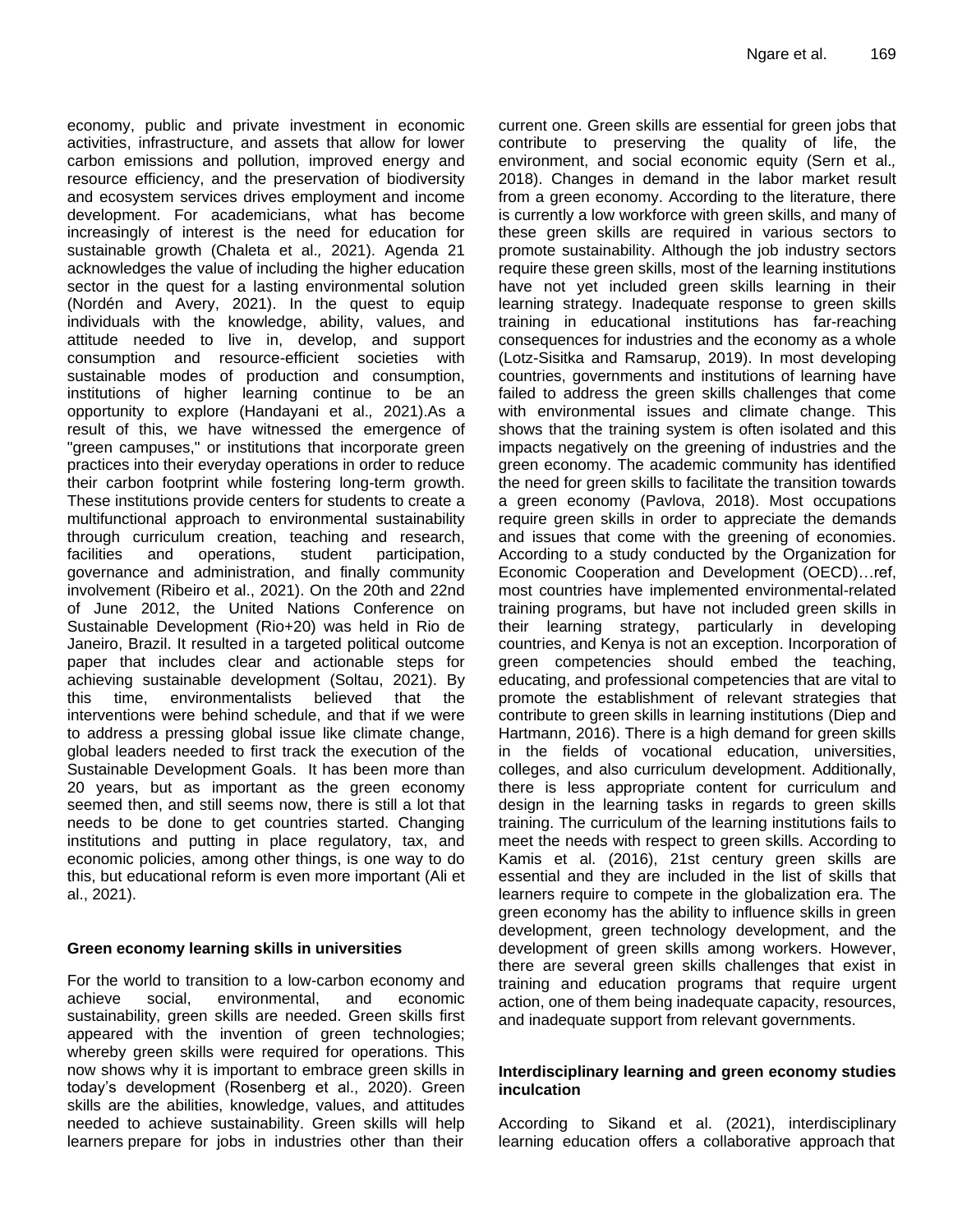economy, public and private investment in economic activities, infrastructure, and assets that allow for lower carbon emissions and pollution, improved energy and resource efficiency, and the preservation of biodiversity and ecosystem services drives employment and income development. For academicians, what has become increasingly of interest is the need for education for sustainable growth (Chaleta et al*.,* 2021). Agenda 21 acknowledges the value of including the higher education sector in the quest for a lasting environmental solution (Nordén and Avery, 2021). In the quest to equip individuals with the knowledge, ability, values, and attitude needed to live in, develop, and support consumption and resource-efficient societies with sustainable modes of production and consumption, institutions of higher learning continue to be an opportunity to explore (Handayani et al*.,* 2021).As a result of this, we have witnessed the emergence of "green campuses," or institutions that incorporate green practices into their everyday operations in order to reduce their carbon footprint while fostering long-term growth. These institutions provide centers for students to create a multifunctional approach to environmental sustainability through curriculum creation, teaching and research, facilities and operations, student participation, governance and administration, and finally community involvement (Ribeiro et al., 2021). On the 20th and 22nd of June 2012, the United Nations Conference on Sustainable Development (Rio+20) was held in Rio de Janeiro, Brazil. It resulted in a targeted political outcome paper that includes clear and actionable steps for achieving sustainable development (Soltau, 2021). By this time, environmentalists believed that the interventions were behind schedule, and that if we were to address a pressing global issue like climate change, global leaders needed to first track the execution of the Sustainable Development Goals. It has been more than 20 years, but as important as the green economy seemed then, and still seems now, there is still a lot that needs to be done to get countries started. Changing institutions and putting in place regulatory, tax, and economic policies, among other things, is one way to do this, but educational reform is even more important (Ali et al., 2021).

**Green economy learning skills in universities**

For the world to transition to a low-carbon economy and achieve social, environmental, and economic sustainability, green skills are needed. Green skills first appeared with the invention of green technologies; whereby green skills were required for operations. This now shows why it is important to embrace green skills in today's development (Rosenberg et al., 2020). Green skills are the abilities, knowledge, values, and attitudes needed to achieve sustainability. Green skills will help learners prepare for jobs in industries other than their current one. Green skills are essential for green jobs that contribute to preserving the quality of life, the environment, and social economic equity (Sern et al*.,* 2018). Changes in demand in the labor market result from a green economy. According to the literature, there is currently a low workforce with green skills, and many of these green skills are required in various sectors to promote sustainability. Although the job industry sectors require these green skills, most of the learning institutions have not yet included green skills learning in their learning strategy. Inadequate response to green skills training in educational institutions has far-reaching consequences for industries and the economy as a whole (Lotz-Sisitka and Ramsarup, 2019). In most developing countries, governments and institutions of learning have failed to address the green skills challenges that come with environmental issues and climate change. This shows that the training system is often isolated and this impacts negatively on the greening of industries and the green economy. The academic community has identified the need for green skills to facilitate the transition towards a green economy (Pavlova, 2018). Most occupations require green skills in order to appreciate the demands and issues that come with the greening of economies. According to a study conducted by the Organization for Economic Cooperation and Development (OECD)…ref, most countries have implemented environmental-related training programs, but have not included green skills in their learning strategy, particularly in developing countries, and Kenya is not an exception. Incorporation of green competencies should embed the teaching, educating, and professional competencies that are vital to promote the establishment of relevant strategies that contribute to green skills in learning institutions (Diep and Hartmann, 2016). There is a high demand for green skills in the fields of vocational education, universities, colleges, and also curriculum development. Additionally, there is less appropriate content for curriculum and design in the learning tasks in regards to green skills training. The curriculum of the learning institutions fails to meet the needs with respect to green skills. According to Kamis et al. (2016), 21st century green skills are essential and they are included in the list of skills that learners require to compete in the globalization era. The green economy has the ability to influence skills in green development, green technology development, and the development of green skills among workers. However, there are several green skills challenges that exist in training and education programs that require urgent action, one of them being inadequate capacity, resources, and inadequate support from relevant governments.

**Interdisciplinary learning and green economy studies inculcation**

According to Sikand et al. (2021), interdisciplinary learning education offers a collaborative approach that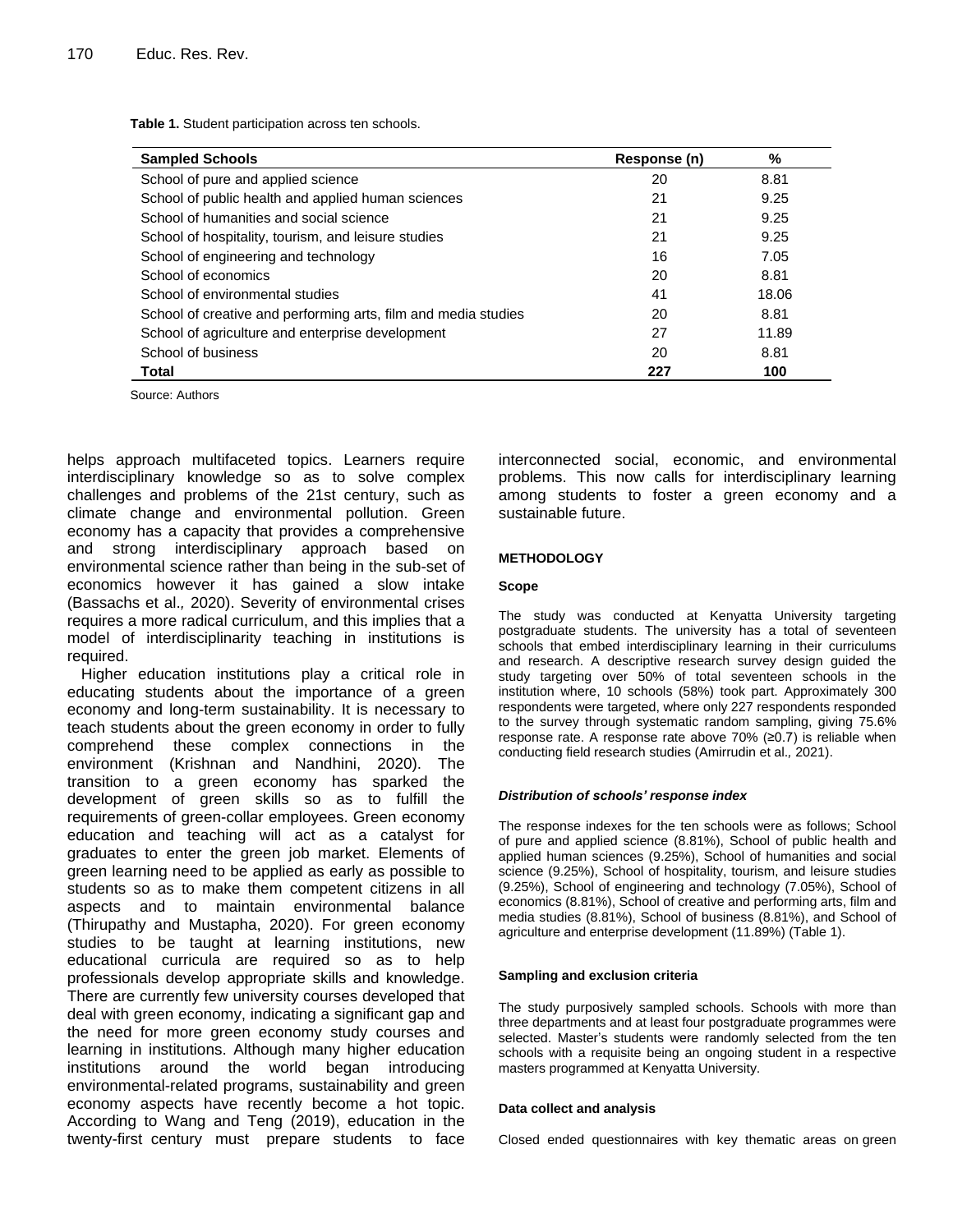**Table 1.** Student participation across ten schools.

| Sampled Schools | Response (n) | % |
|---|---|---|
| School of pure and applied science | 20 | 8.81 |
| School of public health and applied human sciences | 21 | 9.25 |
| School of humanities and social science | 21 | 9.25 |
| School of hospitality, tourism, and leisure studies | 21 | 9.25 |
| School of engineering and technology | 16 | 7.05 |
| School of economics | 20 | 8.81 |
| School of environmental studies | 41 | 18.06 |
| School of creative and performing arts, film and media studies | 20 | 8.81 |
| School of agriculture and enterprise development | 27 | 11.89 |
| School of business | 20 | 8.81 |
| **Total** | **227** | **100** |

Source: Authors

helps approach multifaceted topics. Learners require interdisciplinary knowledge so as to solve complex challenges and problems of the 21st century, such as climate change and environmental pollution. Green economy has a capacity that provides a comprehensive and strong interdisciplinary approach based on environmental science rather than being in the sub-set of economics however it has gained a slow intake (Bassachs et al*.,* 2020). Severity of environmental crises requires a more radical curriculum, and this implies that a model of interdisciplinarity teaching in institutions is required.

Higher education institutions play a critical role in educating students about the importance of a green economy and long-term sustainability. It is necessary to teach students about the green economy in order to fully comprehend these complex connections in the environment (Krishnan and Nandhini, 2020). The transition to a green economy has sparked the development of green skills so as to fulfill the requirements of green-collar employees. Green economy education and teaching will act as a catalyst for graduates to enter the green job market. Elements of green learning need to be applied as early as possible to students so as to make them competent citizens in all aspects and to maintain environmental balance (Thirupathy and Mustapha, 2020). For green economy studies to be taught at learning institutions, new educational curricula are required so as to help professionals develop appropriate skills and knowledge. There are currently few university courses developed that deal with green economy, indicating a significant gap and the need for more green economy study courses and learning in institutions. Although many higher education institutions around the world began introducing environmental-related programs, sustainability and green economy aspects have recently become a hot topic. According to Wang and Teng (2019), education in the twenty-first century must prepare students to face interconnected social, economic, and environmental problems. This now calls for interdisciplinary learning among students to foster a green economy and a sustainable future.

## METHODOLOGY

### Scope

The study was conducted at Kenyatta University targeting postgraduate students. The university has a total of seventeen schools that embed interdisciplinary learning in their curriculums and research. A descriptive research survey design guided the study targeting over 50% of total seventeen schools in the institution where, 10 schools (58%) took part. Approximately 300 respondents were targeted, where only 227 respondents responded to the survey through systematic random sampling, giving 75.6% response rate. A response rate above 70% (≥0.7) is reliable when conducting field research studies (Amirrudin et al*.,* 2021).

### *Distribution of schools' response index*

The response indexes for the ten schools were as follows; School of pure and applied science (8.81%), School of public health and applied human sciences (9.25%), School of humanities and social science (9.25%), School of hospitality, tourism, and leisure studies (9.25%), School of engineering and technology (7.05%), School of economics (8.81%), School of creative and performing arts, film and media studies (8.81%), School of business (8.81%), and School of agriculture and enterprise development (11.89%) (Table 1).

### Sampling and exclusion criteria

The study purposively sampled schools. Schools with more than three departments and at least four postgraduate programmes were selected. Master's students were randomly selected from the ten schools with a requisite being an ongoing student in a respective masters programmed at Kenyatta University.

### Data collect and analysis

Closed ended questionnaires with key thematic areas on green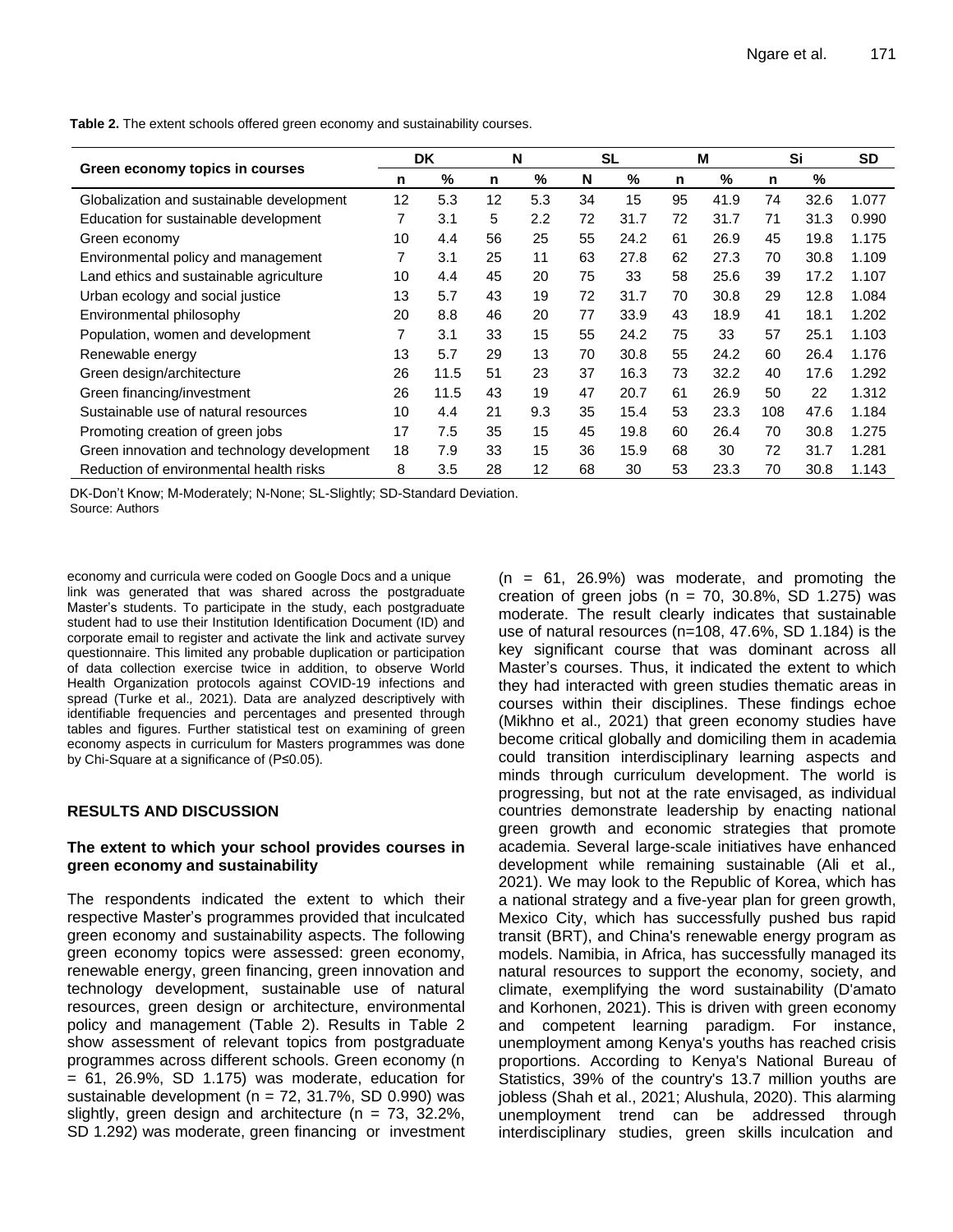**Table 2.** The extent schools offered green economy and sustainability courses.

| Green economy topics in courses | DK | | N | | SL | | M | | Si | | SD |
|---|---|---|---|---|---|---|---|---|---|---|---|
| | n | % | n | % | N | % | n | % | n | % | |
| Globalization and sustainable development | 12 | 5.3 | 12 | 5.3 | 34 | 15 | 95 | 41.9 | 74 | 32.6 | 1.077 |
| Education for sustainable development | 7 | 3.1 | 5 | 2.2 | 72 | 31.7 | 72 | 31.7 | 71 | 31.3 | 0.990 |
| Green economy | 10 | 4.4 | 56 | 25 | 55 | 24.2 | 61 | 26.9 | 45 | 19.8 | 1.175 |
| Environmental policy and management | 7 | 3.1 | 25 | 11 | 63 | 27.8 | 62 | 27.3 | 70 | 30.8 | 1.109 |
| Land ethics and sustainable agriculture | 10 | 4.4 | 45 | 20 | 75 | 33 | 58 | 25.6 | 39 | 17.2 | 1.107 |
| Urban ecology and social justice | 13 | 5.7 | 43 | 19 | 72 | 31.7 | 70 | 30.8 | 29 | 12.8 | 1.084 |
| Environmental philosophy | 20 | 8.8 | 46 | 20 | 77 | 33.9 | 43 | 18.9 | 41 | 18.1 | 1.202 |
| Population, women and development | 7 | 3.1 | 33 | 15 | 55 | 24.2 | 75 | 33 | 57 | 25.1 | 1.103 |
| Renewable energy | 13 | 5.7 | 29 | 13 | 70 | 30.8 | 55 | 24.2 | 60 | 26.4 | 1.176 |
| Green design/architecture | 26 | 11.5 | 51 | 23 | 37 | 16.3 | 73 | 32.2 | 40 | 17.6 | 1.292 |
| Green financing/investment | 26 | 11.5 | 43 | 19 | 47 | 20.7 | 61 | 26.9 | 50 | 22 | 1.312 |
| Sustainable use of natural resources | 10 | 4.4 | 21 | 9.3 | 35 | 15.4 | 53 | 23.3 | 108 | 47.6 | 1.184 |
| Promoting creation of green jobs | 17 | 7.5 | 35 | 15 | 45 | 19.8 | 60 | 26.4 | 70 | 30.8 | 1.275 |
| Green innovation and technology development | 18 | 7.9 | 33 | 15 | 36 | 15.9 | 68 | 30 | 72 | 31.7 | 1.281 |
| Reduction of environmental health risks | 8 | 3.5 | 28 | 12 | 68 | 30 | 53 | 23.3 | 70 | 30.8 | 1.143 |

DK-Don't Know; M-Moderately; N-None; SL-Slightly; SD-Standard Deviation.
Source: Authors

economy and curricula were coded on Google Docs and a unique link was generated that was shared across the postgraduate Master's students. To participate in the study, each postgraduate student had to use their Institution Identification Document (ID) and corporate email to register and activate the link and activate survey questionnaire. This limited any probable duplication or participation of data collection exercise twice in addition, to observe World Health Organization protocols against COVID-19 infections and spread (Turke et al., 2021). Data are analyzed descriptively with identifiable frequencies and percentages and presented through tables and figures. Further statistical test on examining of green economy aspects in curriculum for Masters programmes was done by Chi-Square at a significance of ($P \leq 0.05$).

## RESULTS AND DISCUSSION

### The extent to which your school provides courses in green economy and sustainability

The respondents indicated the extent to which their respective Master's programmes provided that inculcated green economy and sustainability aspects. The following green economy topics were assessed: green economy, renewable energy, green financing, green innovation and technology development, sustainable use of natural resources, green design or architecture, environmental policy and management (Table 2). Results in Table 2 show assessment of relevant topics from postgraduate programmes across different schools. Green economy (n = 61, 26.9%, SD 1.175) was moderate, education for sustainable development (n = 72, 31.7%, SD 0.990) was slightly, green design and architecture (n = 73, 32.2%, SD 1.292) was moderate, green financing or investment (n = 61, 26.9%) was moderate, and promoting the creation of green jobs (n = 70, 30.8%, SD 1.275) was moderate. The result clearly indicates that sustainable use of natural resources (n=108, 47.6%, SD 1.184) is the key significant course that was dominant across all Master's courses. Thus, it indicated the extent to which they had interacted with green studies thematic areas in courses within their disciplines. These findings echoe (Mikhno et al., 2021) that green economy studies have become critical globally and domiciling them in academia could transition interdisciplinary learning aspects and minds through curriculum development. The world is progressing, but not at the rate envisaged, as individual countries demonstrate leadership by enacting national green growth and economic strategies that promote academia. Several large-scale initiatives have enhanced development while remaining sustainable (Ali et al., 2021). We may look to the Republic of Korea, which has a national strategy and a five-year plan for green growth, Mexico City, which has successfully pushed bus rapid transit (BRT), and China's renewable energy program as models. Namibia, in Africa, has successfully managed its natural resources to support the economy, society, and climate, exemplifying the word sustainability (D'amato and Korhonen, 2021). This is driven with green economy and competent learning paradigm. For instance, unemployment among Kenya's youths has reached crisis proportions. According to Kenya's National Bureau of Statistics, 39% of the country's 13.7 million youths are jobless (Shah et al., 2021; Alushula, 2020). This alarming unemployment trend can be addressed through interdisciplinary studies, green skills inculcation and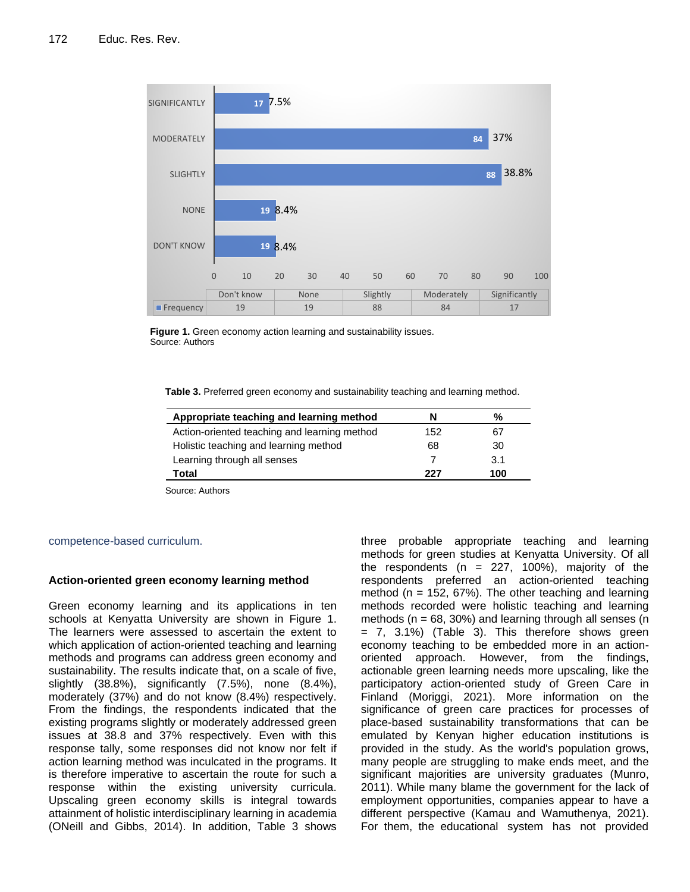| | Don't know | None | Slightly | Moderately | Significantly |
|---|---|---|---|---|---|
| Frequency | 19 | 19 | 88 | 84 | 17 |

**Figure 1.** Green economy action learning and sustainability issues.
Source: Authors

**Table 3.** Preferred green economy and sustainability teaching and learning method.

| Appropriate teaching and learning method | N | % |
|---|---|---|
| Action-oriented teaching and learning method | 152 | 67 |
| Holistic teaching and learning method | 68 | 30 |
| Learning through all senses | 7 | 3.1 |
| **Total** | **227** | **100** |

Source: Authors

competence-based curriculum.

### Action-oriented green economy learning method

Green economy learning and its applications in ten schools at Kenyatta University are shown in Figure 1. The learners were assessed to ascertain the extent to which application of action-oriented teaching and learning methods and programs can address green economy and sustainability. The results indicate that, on a scale of five, slightly (38.8%), significantly (7.5%), none (8.4%), moderately (37%) and do not know (8.4%) respectively. From the findings, the respondents indicated that the existing programs slightly or moderately addressed green issues at 38.8 and 37% respectively. Even with this response tally, some responses did not know nor felt if action learning method was inculcated in the programs. It is therefore imperative to ascertain the route for such a response within the existing university curricula. Upscaling green economy skills is integral towards attainment of holistic interdisciplinary learning in academia (ONeill and Gibbs, 2014). In addition, Table 3 shows three probable appropriate teaching and learning methods for green studies at Kenyatta University. Of all the respondents (n = 227, 100%), majority of the respondents preferred an action-oriented teaching method (n = 152, 67%). The other teaching and learning methods recorded were holistic teaching and learning methods (n = 68, 30%) and learning through all senses (n = 7, 3.1%) (Table 3). This therefore shows green economy teaching to be embedded more in an action-oriented approach. However, from the findings, actionable green learning needs more upscaling, like the participatory action-oriented study of Green Care in Finland (Moriggi, 2021). More information on the significance of green care practices for processes of place-based sustainability transformations that can be emulated by Kenyan higher education institutions is provided in the study. As the world's population grows, many people are struggling to make ends meet, and the significant majorities are university graduates (Munro, 2011). While many blame the government for the lack of employment opportunities, companies appear to have a different perspective (Kamau and Wamuthenya, 2021). For them, the educational system has not provided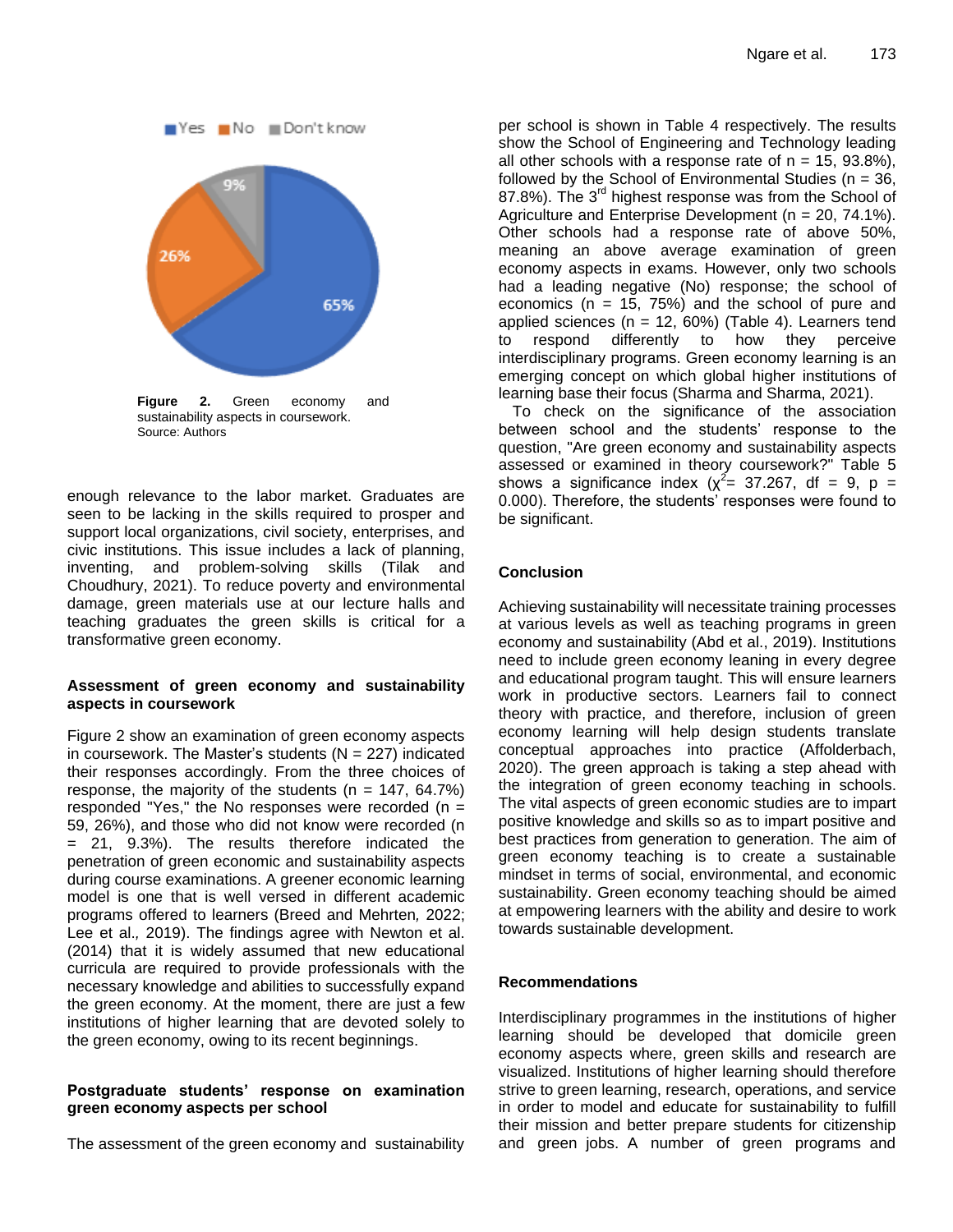Figure 2. Green economy and sustainability aspects in coursework.
Source: Authors

enough relevance to the labor market. Graduates are seen to be lacking in the skills required to prosper and support local organizations, civil society, enterprises, and civic institutions. This issue includes a lack of planning, inventing, and problem-solving skills (Tilak and Choudhury, 2021). To reduce poverty and environmental damage, green materials use at our lecture halls and teaching graduates the green skills is critical for a transformative green economy.

### Assessment of green economy and sustainability aspects in coursework

Figure 2 show an examination of green economy aspects in coursework. The Master's students (N = 227) indicated their responses accordingly. From the three choices of response, the majority of the students (n = 147, 64.7%) responded "Yes," the No responses were recorded (n = 59, 26%), and those who did not know were recorded (n = 21, 9.3%). The results therefore indicated the penetration of green economic and sustainability aspects during course examinations. A greener economic learning model is one that is well versed in different academic programs offered to learners (Breed and Mehrten, 2022; Lee et al., 2019). The findings agree with Newton et al. (2014) that it is widely assumed that new educational curricula are required to provide professionals with the necessary knowledge and abilities to successfully expand the green economy. At the moment, there are just a few institutions of higher learning that are devoted solely to the green economy, owing to its recent beginnings.

### Postgraduate students' response on examination green economy aspects per school

The assessment of the green economy and sustainability per school is shown in Table 4 respectively. The results show the School of Engineering and Technology leading all other schools with a response rate of n = 15, 93.8%), followed by the School of Environmental Studies (n = 36, 87.8%). The 3rd highest response was from the School of Agriculture and Enterprise Development (n = 20, 74.1%). Other schools had a response rate of above 50%, meaning an above average examination of green economy aspects in exams. However, only two schools had a leading negative (No) response; the school of economics (n = 15, 75%) and the school of pure and applied sciences (n = 12, 60%) (Table 4). Learners tend to respond differently to how they perceive interdisciplinary programs. Green economy learning is an emerging concept on which global higher institutions of learning base their focus (Sharma and Sharma, 2021).

To check on the significance of the association between school and the students' response to the question, "Are green economy and sustainability aspects assessed or examined in theory coursework?" Table 5 shows a significance index ($\chi^2$= 37.267, df = 9, p = 0.000). Therefore, the students' responses were found to be significant.

## Conclusion

Achieving sustainability will necessitate training processes at various levels as well as teaching programs in green economy and sustainability (Abd et al., 2019). Institutions need to include green economy leaning in every degree and educational program taught. This will ensure learners work in productive sectors. Learners fail to connect theory with practice, and therefore, inclusion of green economy learning will help design students translate conceptual approaches into practice (Affolderbach, 2020). The green approach is taking a step ahead with the integration of green economy teaching in schools. The vital aspects of green economic studies are to impart positive knowledge and skills so as to impart positive and best practices from generation to generation. The aim of green economy teaching is to create a sustainable mindset in terms of social, environmental, and economic sustainability. Green economy teaching should be aimed at empowering learners with the ability and desire to work towards sustainable development.

## Recommendations

Interdisciplinary programmes in the institutions of higher learning should be developed that domicile green economy aspects where, green skills and research are visualized. Institutions of higher learning should therefore strive to green learning, research, operations, and service in order to model and educate for sustainability to fulfill their mission and better prepare students for citizenship and green jobs. A number of green programs and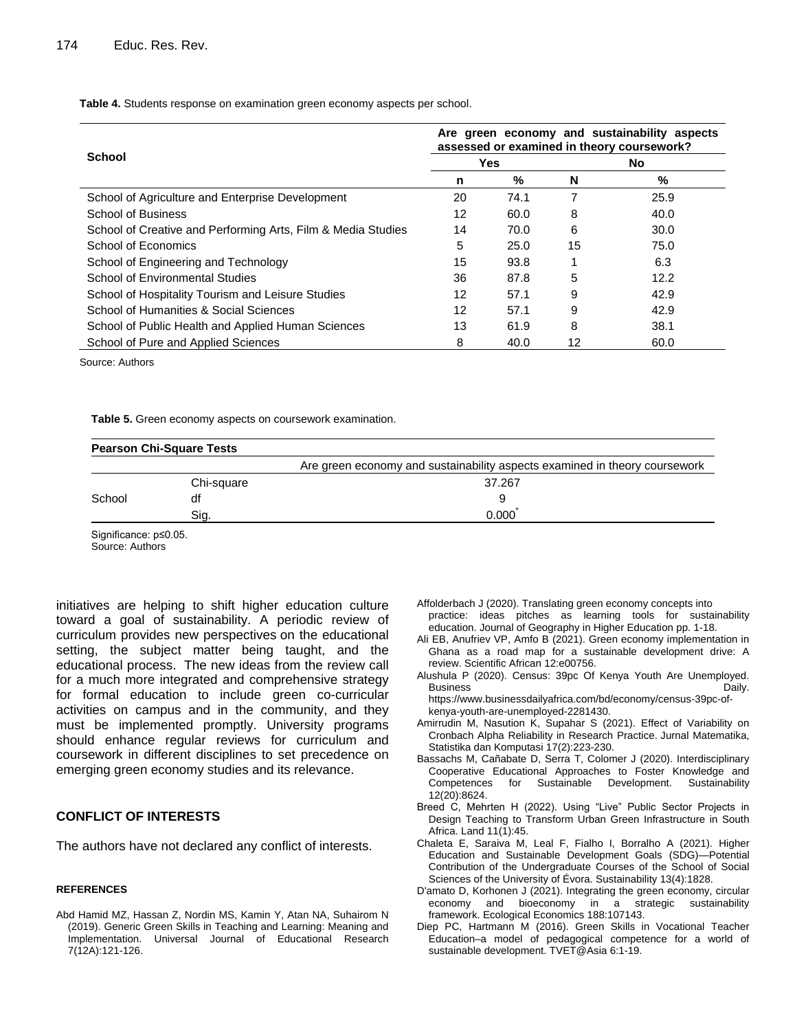**Table 4.** Students response on examination green economy aspects per school.

| School | Are green economy and sustainability aspects assessed or examined in theory coursework? | | | |
|---|---|---|---|---|
| | Yes | | No | |
| | n | % | N | % |
| School of Agriculture and Enterprise Development | 20 | 74.1 | 7 | 25.9 |
| School of Business | 12 | 60.0 | 8 | 40.0 |
| School of Creative and Performing Arts, Film & Media Studies | 14 | 70.0 | 6 | 30.0 |
| School of Economics | 5 | 25.0 | 15 | 75.0 |
| School of Engineering and Technology | 15 | 93.8 | 1 | 6.3 |
| School of Environmental Studies | 36 | 87.8 | 5 | 12.2 |
| School of Hospitality Tourism and Leisure Studies | 12 | 57.1 | 9 | 42.9 |
| School of Humanities & Social Sciences | 12 | 57.1 | 9 | 42.9 |
| School of Public Health and Applied Human Sciences | 13 | 61.9 | 8 | 38.1 |
| School of Pure and Applied Sciences | 8 | 40.0 | 12 | 60.0 |

Source: Authors

**Table 5.** Green economy aspects on coursework examination.

| Pearson Chi-Square Tests | | |
|---|---|---|
| | | Are green economy and sustainability aspects examined in theory coursework |
| School | Chi-square | 37.267 |
| | df | 9 |
| | Sig. | 0.000* |

Significance: p≤0.05.
Source: Authors

initiatives are helping to shift higher education culture toward a goal of sustainability. A periodic review of curriculum provides new perspectives on the educational setting, the subject matter being taught, and the educational process. The new ideas from the review call for a much more integrated and comprehensive strategy for formal education to include green co-curricular activities on campus and in the community, and they must be implemented promptly. University programs should enhance regular reviews for curriculum and coursework in different disciplines to set precedence on emerging green economy studies and its relevance.

## CONFLICT OF INTERESTS

The authors have not declared any conflict of interests.

## REFERENCES

Abd Hamid MZ, Hassan Z, Nordin MS, Kamin Y, Atan NA, Suhairom N (2019). Generic Green Skills in Teaching and Learning: Meaning and Implementation. Universal Journal of Educational Research 7(12A):121-126.

Affolderbach J (2020). Translating green economy concepts into practice: ideas pitches as learning tools for sustainability education. Journal of Geography in Higher Education pp. 1-18.

Ali EB, Anufriev VP, Amfo B (2021). Green economy implementation in Ghana as a road map for a sustainable development drive: A review. Scientific African 12:e00756.

Alushula P (2020). Census: 39pc Of Kenya Youth Are Unemployed. Business Daily. https://www.businessdailyafrica.com/bd/economy/census-39pc-of-kenya-youth-are-unemployed-2281430.

Amirrudin M, Nasution K, Supahar S (2021). Effect of Variability on Cronbach Alpha Reliability in Research Practice. Jurnal Matematika, Statistika dan Komputasi 17(2):223-230.

Bassachs M, Cañabate D, Serra T, Colomer J (2020). Interdisciplinary Cooperative Educational Approaches to Foster Knowledge and Competences for Sustainable Development. Sustainability 12(20):8624.

Breed C, Mehrten H (2022). Using "Live" Public Sector Projects in Design Teaching to Transform Urban Green Infrastructure in South Africa. Land 11(1):45.

Chaleta E, Saraiva M, Leal F, Fialho I, Borralho A (2021). Higher Education and Sustainable Development Goals (SDG)—Potential Contribution of the Undergraduate Courses of the School of Social Sciences of the University of Évora. Sustainability 13(4):1828.

D'amato D, Korhonen J (2021). Integrating the green economy, circular economy and bioeconomy in a strategic sustainability framework. Ecological Economics 188:107143.

Diep PC, Hartmann M (2016). Green Skills in Vocational Teacher Education–a model of pedagogical competence for a world of sustainable development. TVET@Asia 6:1-19.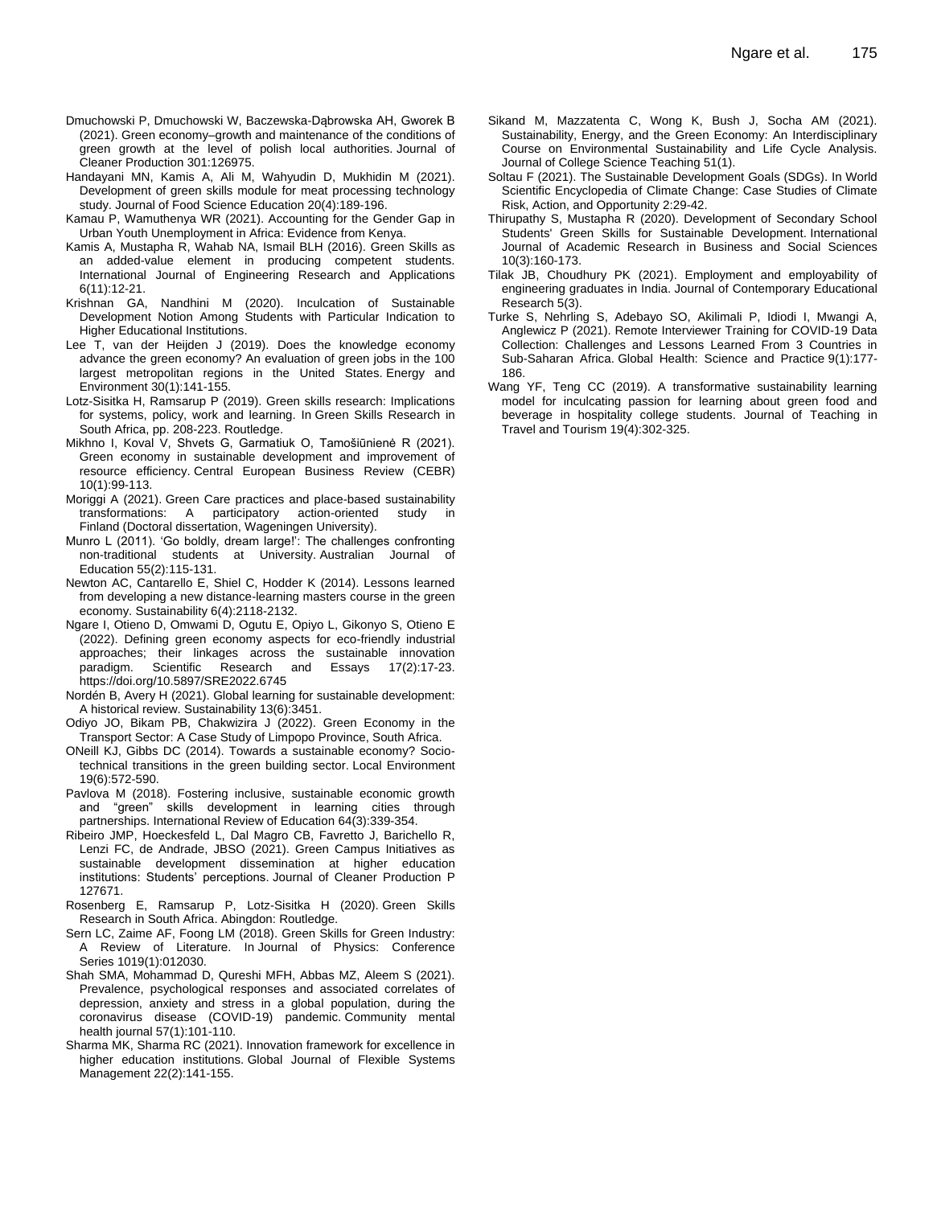Dmuchowski P, Dmuchowski W, Baczewska-Dąbrowska AH, Gworek B (2021). Green economy–growth and maintenance of the conditions of green growth at the level of polish local authorities. Journal of Cleaner Production 301:126975.

Handayani MN, Kamis A, Ali M, Wahyudin D, Mukhidin M (2021). Development of green skills module for meat processing technology study. Journal of Food Science Education 20(4):189-196.

Kamau P, Wamuthenya WR (2021). Accounting for the Gender Gap in Urban Youth Unemployment in Africa: Evidence from Kenya.

Kamis A, Mustapha R, Wahab NA, Ismail BLH (2016). Green Skills as an added-value element in producing competent students. International Journal of Engineering Research and Applications 6(11):12-21.

Krishnan GA, Nandhini M (2020). Inculcation of Sustainable Development Notion Among Students with Particular Indication to Higher Educational Institutions.

Lee T, van der Heijden J (2019). Does the knowledge economy advance the green economy? An evaluation of green jobs in the 100 largest metropolitan regions in the United States. Energy and Environment 30(1):141-155.

Lotz-Sisitka H, Ramsarup P (2019). Green skills research: Implications for systems, policy, work and learning. In Green Skills Research in South Africa, pp. 208-223. Routledge.

Mikhno I, Koval V, Shvets G, Garmatiuk O, Tamošiūnienė R (2021). Green economy in sustainable development and improvement of resource efficiency. Central European Business Review (CEBR) 10(1):99-113.

Moriggi A (2021). Green Care practices and place-based sustainability transformations: A participatory action-oriented study in Finland (Doctoral dissertation, Wageningen University).

Munro L (2011). 'Go boldly, dream large!': The challenges confronting non-traditional students at University. Australian Journal of Education 55(2):115-131.

Newton AC, Cantarello E, Shiel C, Hodder K (2014). Lessons learned from developing a new distance-learning masters course in the green economy. Sustainability 6(4):2118-2132.

Ngare I, Otieno D, Omwami D, Ogutu E, Opiyo L, Gikonyo S, Otieno E (2022). Defining green economy aspects for eco-friendly industrial approaches; their linkages across the sustainable innovation paradigm. Scientific Research and Essays 17(2):17-23. https://doi.org/10.5897/SRE2022.6745

Nordén B, Avery H (2021). Global learning for sustainable development: A historical review. Sustainability 13(6):3451.

Odiyo JO, Bikam PB, Chakwizira J (2022). Green Economy in the Transport Sector: A Case Study of Limpopo Province, South Africa.

ONeill KJ, Gibbs DC (2014). Towards a sustainable economy? Socio-technical transitions in the green building sector. Local Environment 19(6):572-590.

Pavlova M (2018). Fostering inclusive, sustainable economic growth and "green" skills development in learning cities through partnerships. International Review of Education 64(3):339-354.

Ribeiro JMP, Hoeckesfeld L, Dal Magro CB, Favretto J, Barichello R, Lenzi FC, de Andrade, JBSO (2021). Green Campus Initiatives as sustainable development dissemination at higher education institutions: Students' perceptions. Journal of Cleaner Production P 127671.

Rosenberg E, Ramsarup P, Lotz-Sisitka H (2020). Green Skills Research in South Africa. Abingdon: Routledge.

Sern LC, Zaime AF, Foong LM (2018). Green Skills for Green Industry: A Review of Literature. In Journal of Physics: Conference Series 1019(1):012030.

Shah SMA, Mohammad D, Qureshi MFH, Abbas MZ, Aleem S (2021). Prevalence, psychological responses and associated correlates of depression, anxiety and stress in a global population, during the coronavirus disease (COVID-19) pandemic. Community mental health journal 57(1):101-110.

Sharma MK, Sharma RC (2021). Innovation framework for excellence in higher education institutions. Global Journal of Flexible Systems Management 22(2):141-155.

Sikand M, Mazzatenta C, Wong K, Bush J, Socha AM (2021). Sustainability, Energy, and the Green Economy: An Interdisciplinary Course on Environmental Sustainability and Life Cycle Analysis. Journal of College Science Teaching 51(1).

Soltau F (2021). The Sustainable Development Goals (SDGs). In World Scientific Encyclopedia of Climate Change: Case Studies of Climate Risk, Action, and Opportunity 2:29-42.

Thirupathy S, Mustapha R (2020). Development of Secondary School Students' Green Skills for Sustainable Development. International Journal of Academic Research in Business and Social Sciences 10(3):160-173.

Tilak JB, Choudhury PK (2021). Employment and employability of engineering graduates in India. Journal of Contemporary Educational Research 5(3).

Turke S, Nehrling S, Adebayo SO, Akilimali P, Idiodi I, Mwangi A, Anglewicz P (2021). Remote Interviewer Training for COVID-19 Data Collection: Challenges and Lessons Learned From 3 Countries in Sub-Saharan Africa. Global Health: Science and Practice 9(1):177-186.

Wang YF, Teng CC (2019). A transformative sustainability learning model for inculcating passion for learning about green food and beverage in hospitality college students. Journal of Teaching in Travel and Tourism 19(4):302-325.